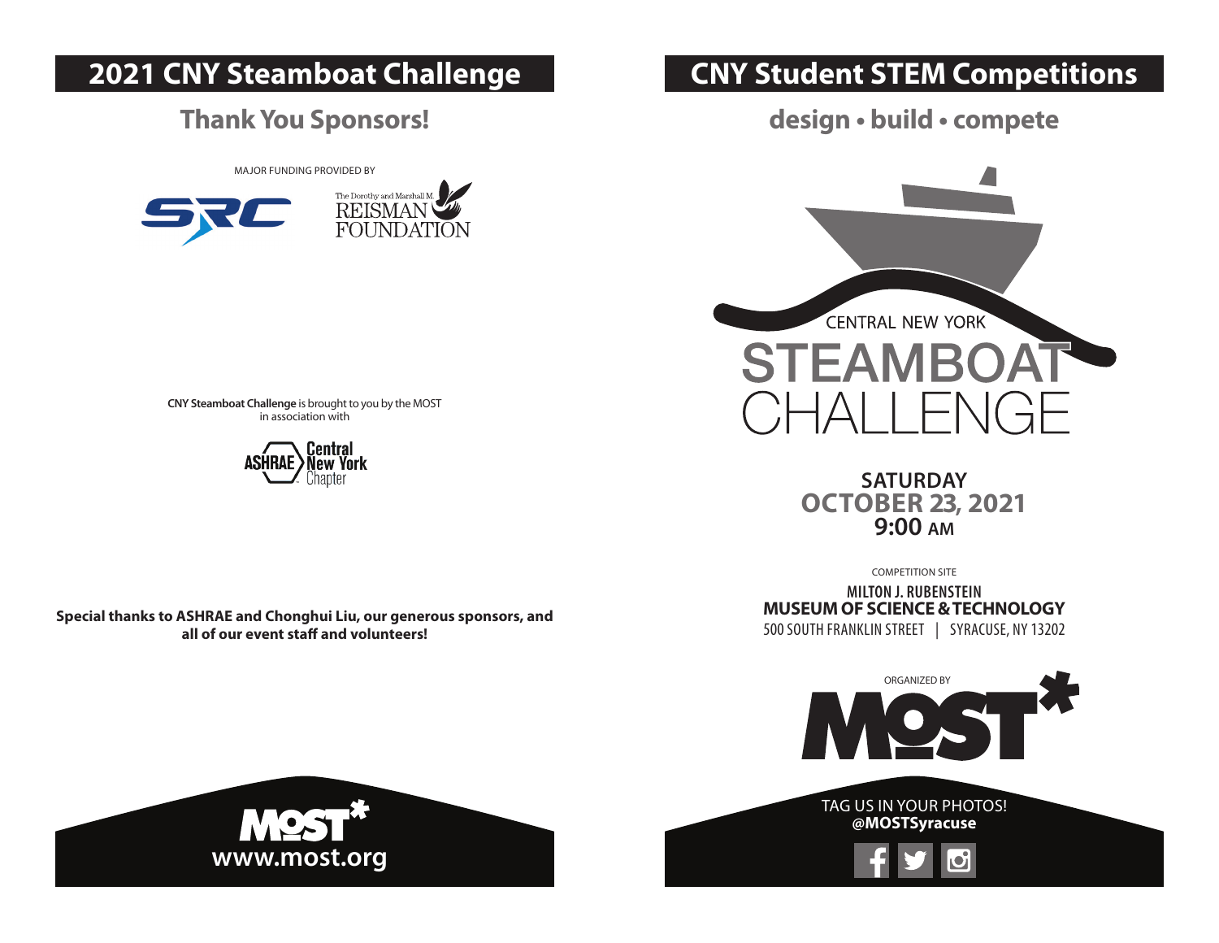# 2021 CNY Steamboat Challenge

## Thank You Sponsors!

MAJOR FUNDING PROVIDED BY

SRC

The Dorothy and Marshall M. REISMAN FOUNDATION

**CNY Steamboat Challenge** is brought to you by the MOST in association with

ASHRAE Central New York Chapter

**Special thanks to ASHRAE and Chonghui Liu, our generous sponsors, and all of our event staff and volunteers!**

MOST*

**www.most.org**

# CNY Student STEM Competitions

## design • build • compete

CENTRAL NEW YORK

STEAMBOAT CHALLENGE

**SATURDAY**
**OCTOBER 23, 2021**
**9:00 AM**

COMPETITION SITE

**MILTON J. RUBENSTEIN**
**MUSEUM OF SCIENCE & TECHNOLOGY**
500 SOUTH FRANKLIN STREET | SYRACUSE, NY 13202

ORGANIZED BY

MOST*

TAG US IN YOUR PHOTOS!
**@MOSTSyracuse**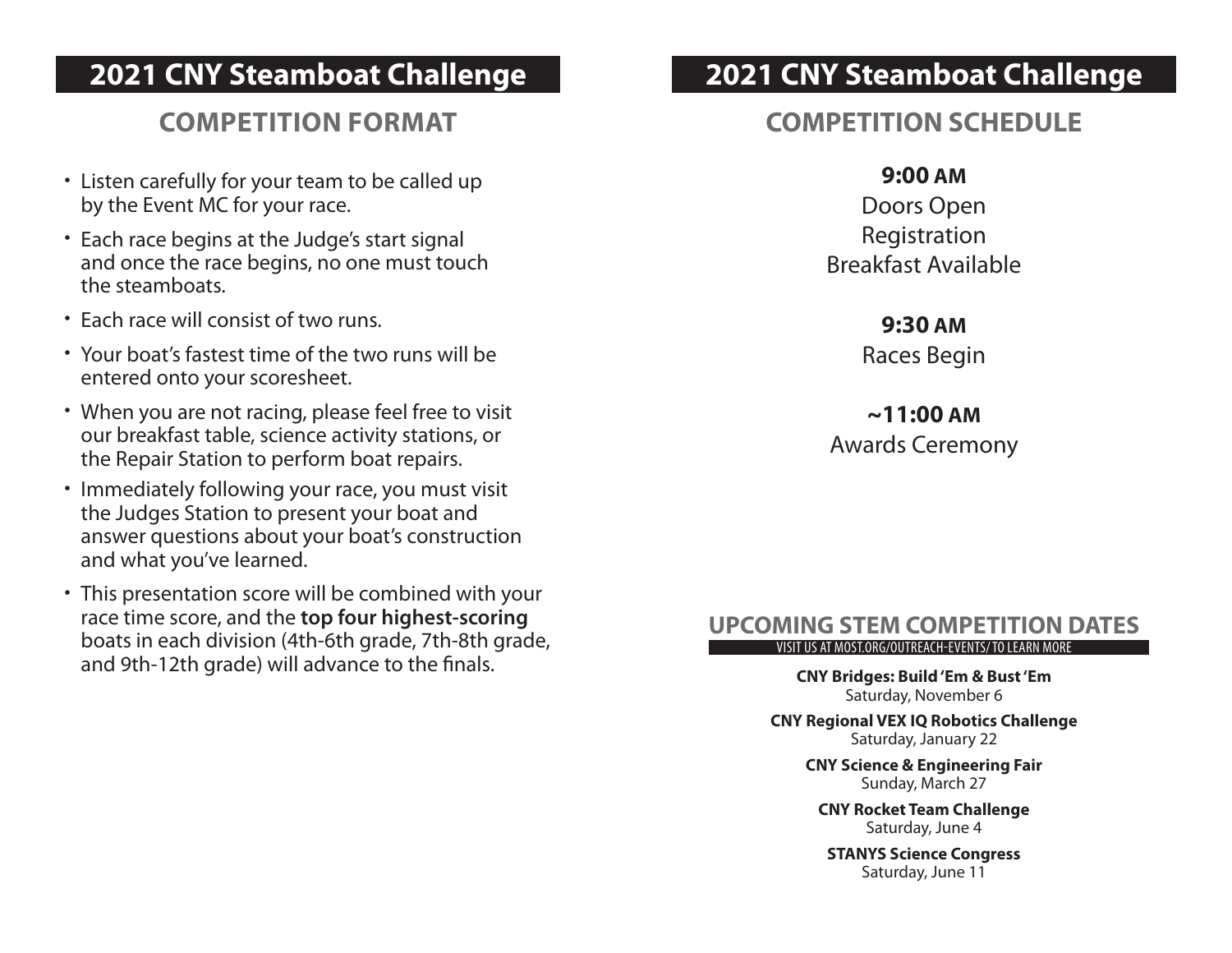# 2021 CNY Steamboat Challenge

## COMPETITION FORMAT

- Listen carefully for your team to be called up by the Event MC for your race.
- Each race begins at the Judge's start signal and once the race begins, no one must touch the steamboats.
- Each race will consist of two runs.
- Your boat's fastest time of the two runs will be entered onto your scoresheet.
- When you are not racing, please feel free to visit our breakfast table, science activity stations, or the Repair Station to perform boat repairs.
- Immediately following your race, you must visit the Judges Station to present your boat and answer questions about your boat's construction and what you've learned.
- This presentation score will be combined with your race time score, and the **top four highest-scoring** boats in each division (4th-6th grade, 7th-8th grade, and 9th-12th grade) will advance to the finals.

# 2021 CNY Steamboat Challenge

## COMPETITION SCHEDULE

**9:00 AM**
Doors Open
Registration
Breakfast Available

**9:30 AM**
Races Begin

**~11:00 AM**
Awards Ceremony

## UPCOMING STEM COMPETITION DATES

VISIT US AT MOST.ORG/OUTREACH-EVENTS/ TO LEARN MORE

**CNY Bridges: Build 'Em & Bust 'Em**
Saturday, November 6

**CNY Regional VEX IQ Robotics Challenge**
Saturday, January 22

**CNY Science & Engineering Fair**
Sunday, March 27

**CNY Rocket Team Challenge**
Saturday, June 4

**STANYS Science Congress**
Saturday, June 11